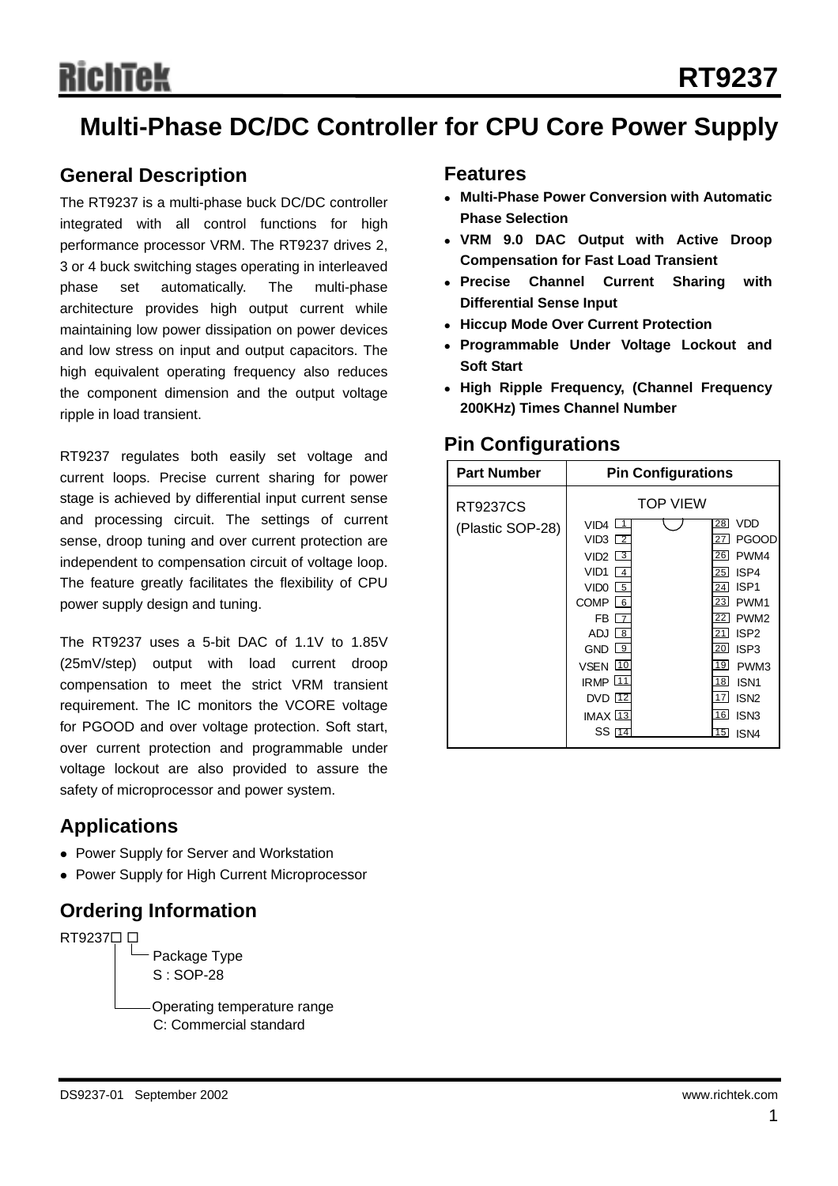# RT9237

## Multi-Phase DC/DC Controller for CPU Core Power Supply

### General Description

The RT9237 is a multi-phase buck DC/DC controller integrated with all control functions for high performance processor VRM. The RT9237 drives 2, 3 or 4 buck switching stages operating in interleaved phase set automatically. The multi-phase architecture provides high output current while maintaining low power dissipation on power devices and low stress on input and output capacitors. The high equivalent operating frequency also reduces the component dimension and the output voltage ripple in load transient.

RT9237 regulates both easily set voltage and current loops. Precise current sharing for power stage is achieved by differential input current sense and processing circuit. The settings of current sense, droop tuning and over current protection are independent to compensation circuit of voltage loop. The feature greatly facilitates the flexibility of CPU power supply design and tuning.

The RT9237 uses a 5-bit DAC of 1.1V to 1.85V (25mV/step) output with load current droop compensation to meet the strict VRM transient requirement. The IC monitors the VCORE voltage for PGOOD and over voltage protection. Soft start, over current protection and programmable under voltage lockout are also provided to assure the safety of microprocessor and power system.

### Applications

- Power Supply for Server and Workstation
- Power Supply for High Current Microprocessor

### Ordering Information

RT9237□ □

- Package Type
  S : SOP-28
- Operating temperature range
  C: Commercial standard

### Features

- **Multi-Phase Power Conversion with Automatic Phase Selection**
- **VRM 9.0 DAC Output with Active Droop Compensation for Fast Load Transient**
- **Precise Channel Current Sharing with Differential Sense Input**
- **Hiccup Mode Over Current Protection**
- **Programmable Under Voltage Lockout and Soft Start**
- **High Ripple Frequency, (Channel Frequency 200KHz) Times Channel Number**

### Pin Configurations

| Part Number | Pin Configurations |
|---|---|
| RT9237CS (Plastic SOP-28) | TOP VIEW |

| Pin | Name | Pin | Name |
|---|---|---|---|
| 1 | VID4 | 28 | VDD |
| 2 | VID3 | 27 | PGOOD |
| 3 | VID2 | 26 | PWM4 |
| 4 | VID1 | 25 | ISP4 |
| 5 | VID0 | 24 | ISP1 |
| 6 | COMP | 23 | PWM1 |
| 7 | FB | 22 | PWM2 |
| 8 | ADJ | 21 | ISP2 |
| 9 | GND | 20 | ISP3 |
| 10 | VSEN | 19 | PWM3 |
| 11 | IRMP | 18 | ISN1 |
| 12 | DVD | 17 | ISN2 |
| 13 | IMAX | 16 | ISN3 |
| 14 | SS | 15 | ISN4 |

DS9237-01 September 2002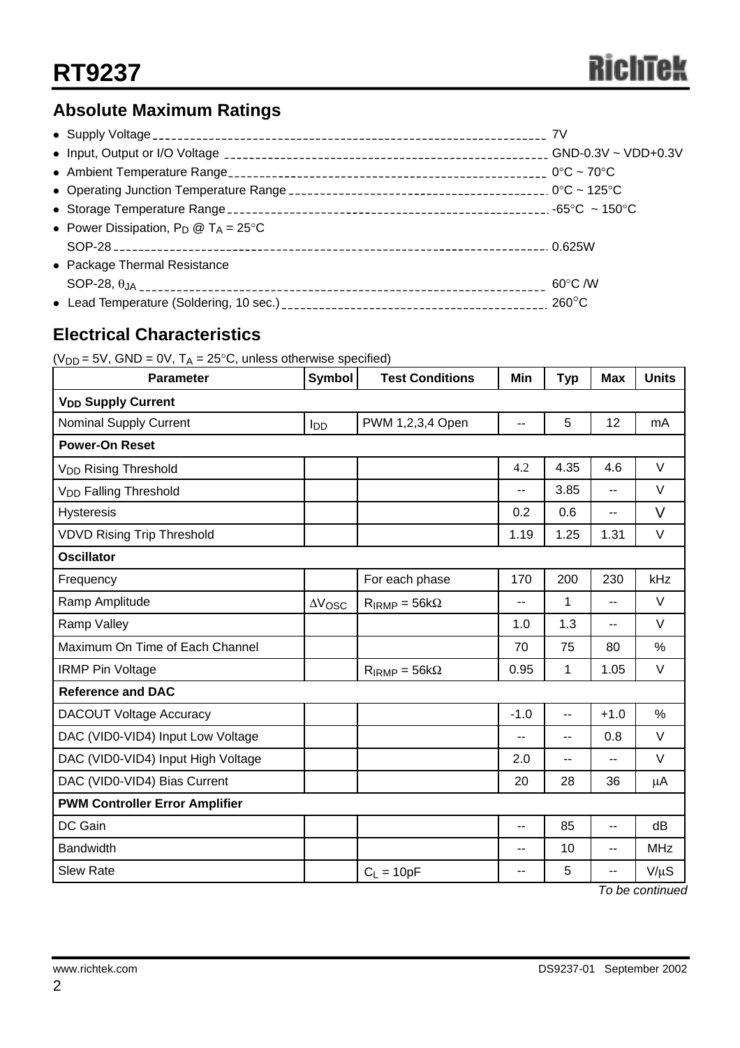## Absolute Maximum Ratings

- Supply Voltage ---------- 7V
- Input, Output or I/O Voltage ---------- GND-0.3V ~ VDD+0.3V
- Ambient Temperature Range ---------- 0°C ~ 70°C
- Operating Junction Temperature Range ---------- 0°C ~ 125°C
- Storage Temperature Range ---------- -65°C ~ 150°C
- Power Dissipation, $P_D$ @ $T_A$ = 25°C
  SOP-28 ---------- 0.625W
- Package Thermal Resistance
  SOP-28, $\theta_{JA}$ ---------- 60°C /W
- Lead Temperature (Soldering, 10 sec.) ---------- 260°C

## Electrical Characteristics

($V_{DD}$ = 5V, GND = 0V, $T_A$ = 25°C, unless otherwise specified)

| Parameter | Symbol | Test Conditions | Min | Typ | Max | Units |
|---|---|---|---|---|---|---|
| **$V_{DD}$ Supply Current** | | | | | | |
| Nominal Supply Current | $I_{DD}$ | PWM 1,2,3,4 Open | -- | 5 | 12 | mA |
| **Power-On Reset** | | | | | | |
| $V_{DD}$ Rising Threshold | | | 4.2 | 4.35 | 4.6 | V |
| $V_{DD}$ Falling Threshold | | | -- | 3.85 | -- | V |
| Hysteresis | | | 0.2 | 0.6 | -- | V |
| VDVD Rising Trip Threshold | | | 1.19 | 1.25 | 1.31 | V |
| **Oscillator** | | | | | | |
| Frequency | | For each phase | 170 | 200 | 230 | kHz |
| Ramp Amplitude | $\Delta V_{OSC}$ | $R_{IRMP}$ = 56kΩ | -- | 1 | -- | V |
| Ramp Valley | | | 1.0 | 1.3 | -- | V |
| Maximum On Time of Each Channel | | | 70 | 75 | 80 | % |
| IRMP Pin Voltage | | $R_{IRMP}$ = 56kΩ | 0.95 | 1 | 1.05 | V |
| **Reference and DAC** | | | | | | |
| DACOUT Voltage Accuracy | | | -1.0 | -- | +1.0 | % |
| DAC (VID0-VID4) Input Low Voltage | | | -- | -- | 0.8 | V |
| DAC (VID0-VID4) Input High Voltage | | | 2.0 | -- | -- | V |
| DAC (VID0-VID4) Bias Current | | | 20 | 28 | 36 | μA |
| **PWM Controller Error Amplifier** | | | | | | |
| DC Gain | | | -- | 85 | -- | dB |
| Bandwidth | | | -- | 10 | -- | MHz |
| Slew Rate | | $C_L$ = 10pF | -- | 5 | -- | V/μS |

*To be continued*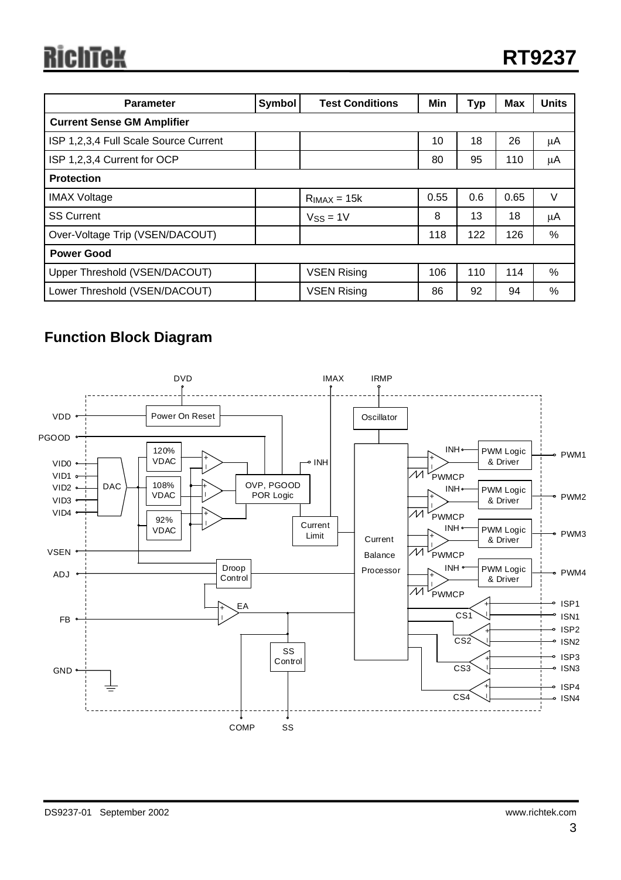| Parameter | Symbol | Test Conditions | Min | Typ | Max | Units |
|---|---|---|---|---|---|---|
| **Current Sense GM Amplifier** | | | | | | |
| ISP 1,2,3,4 Full Scale Source Current | | | 10 | 18 | 26 | μA |
| ISP 1,2,3,4 Current for OCP | | | 80 | 95 | 110 | μA |
| **Protection** | | | | | | |
| IMAX Voltage | | $R_{IMAX}$ = 15k | 0.55 | 0.6 | 0.65 | V |
| SS Current | | $V_{SS}$ = 1V | 8 | 13 | 18 | μA |
| Over-Voltage Trip (VSEN/DACOUT) | | | 118 | 122 | 126 | % |
| **Power Good** | | | | | | |
| Upper Threshold (VSEN/DACOUT) | | VSEN Rising | 106 | 110 | 114 | % |
| Lower Threshold (VSEN/DACOUT) | | VSEN Rising | 86 | 92 | 94 | % |

## Function Block Diagram

DVD
IMAX
IRMP
VDD
Power On Reset
Oscillator
PGOOD
120% VDAC
INH
PWM Logic & Driver
PWM1
VID0
VID1
VID2
VID3
VID4
DAC
108% VDAC
OVP, PGOOD POR Logic
PWMCP
PWM2
92% VDAC
Current Limit
Current Balance Processor
PWM3
VSEN
ADJ
Droop Control
PWM4
EA
FB
ISP1
ISN1
CS1
ISP2
ISN2
CS2
SS Control
GND
ISP3
ISN3
CS3
ISP4
ISN4
CS4
COMP
SS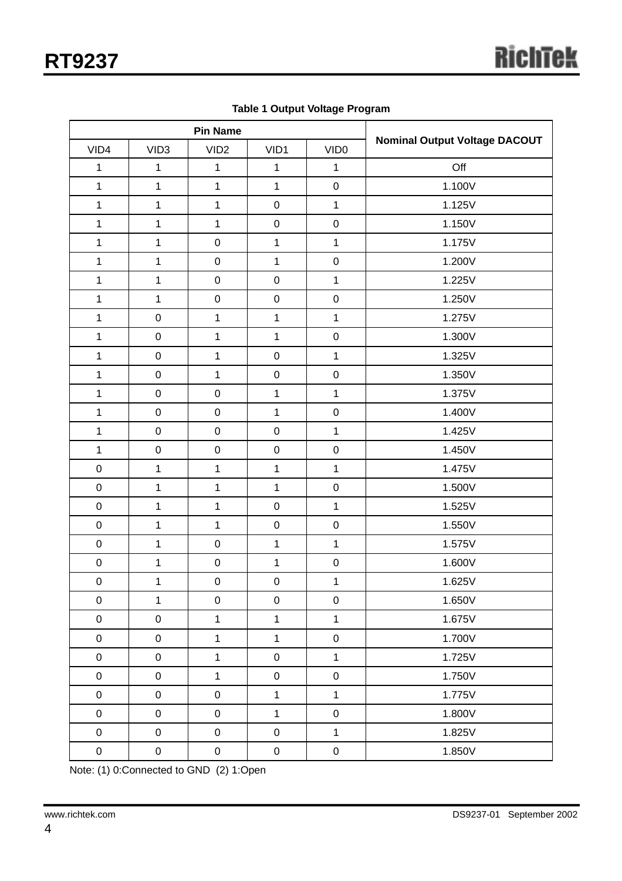**Table 1 Output Voltage Program**

| Pin Name | | | | | Nominal Output Voltage DACOUT |
|---|---|---|---|---|---|
| VID4 | VID3 | VID2 | VID1 | VID0 | |
| 1 | 1 | 1 | 1 | 1 | Off |
| 1 | 1 | 1 | 1 | 0 | 1.100V |
| 1 | 1 | 1 | 0 | 1 | 1.125V |
| 1 | 1 | 1 | 0 | 0 | 1.150V |
| 1 | 1 | 0 | 1 | 1 | 1.175V |
| 1 | 1 | 0 | 1 | 0 | 1.200V |
| 1 | 1 | 0 | 0 | 1 | 1.225V |
| 1 | 1 | 0 | 0 | 0 | 1.250V |
| 1 | 0 | 1 | 1 | 1 | 1.275V |
| 1 | 0 | 1 | 1 | 0 | 1.300V |
| 1 | 0 | 1 | 0 | 1 | 1.325V |
| 1 | 0 | 1 | 0 | 0 | 1.350V |
| 1 | 0 | 0 | 1 | 1 | 1.375V |
| 1 | 0 | 0 | 1 | 0 | 1.400V |
| 1 | 0 | 0 | 0 | 1 | 1.425V |
| 1 | 0 | 0 | 0 | 0 | 1.450V |
| 0 | 1 | 1 | 1 | 1 | 1.475V |
| 0 | 1 | 1 | 1 | 0 | 1.500V |
| 0 | 1 | 1 | 0 | 1 | 1.525V |
| 0 | 1 | 1 | 0 | 0 | 1.550V |
| 0 | 1 | 0 | 1 | 1 | 1.575V |
| 0 | 1 | 0 | 1 | 0 | 1.600V |
| 0 | 1 | 0 | 0 | 1 | 1.625V |
| 0 | 1 | 0 | 0 | 0 | 1.650V |
| 0 | 0 | 1 | 1 | 1 | 1.675V |
| 0 | 0 | 1 | 1 | 0 | 1.700V |
| 0 | 0 | 1 | 0 | 1 | 1.725V |
| 0 | 0 | 1 | 0 | 0 | 1.750V |
| 0 | 0 | 0 | 1 | 1 | 1.775V |
| 0 | 0 | 0 | 1 | 0 | 1.800V |
| 0 | 0 | 0 | 0 | 1 | 1.825V |
| 0 | 0 | 0 | 0 | 0 | 1.850V |

Note: (1) 0:Connected to GND (2) 1:Open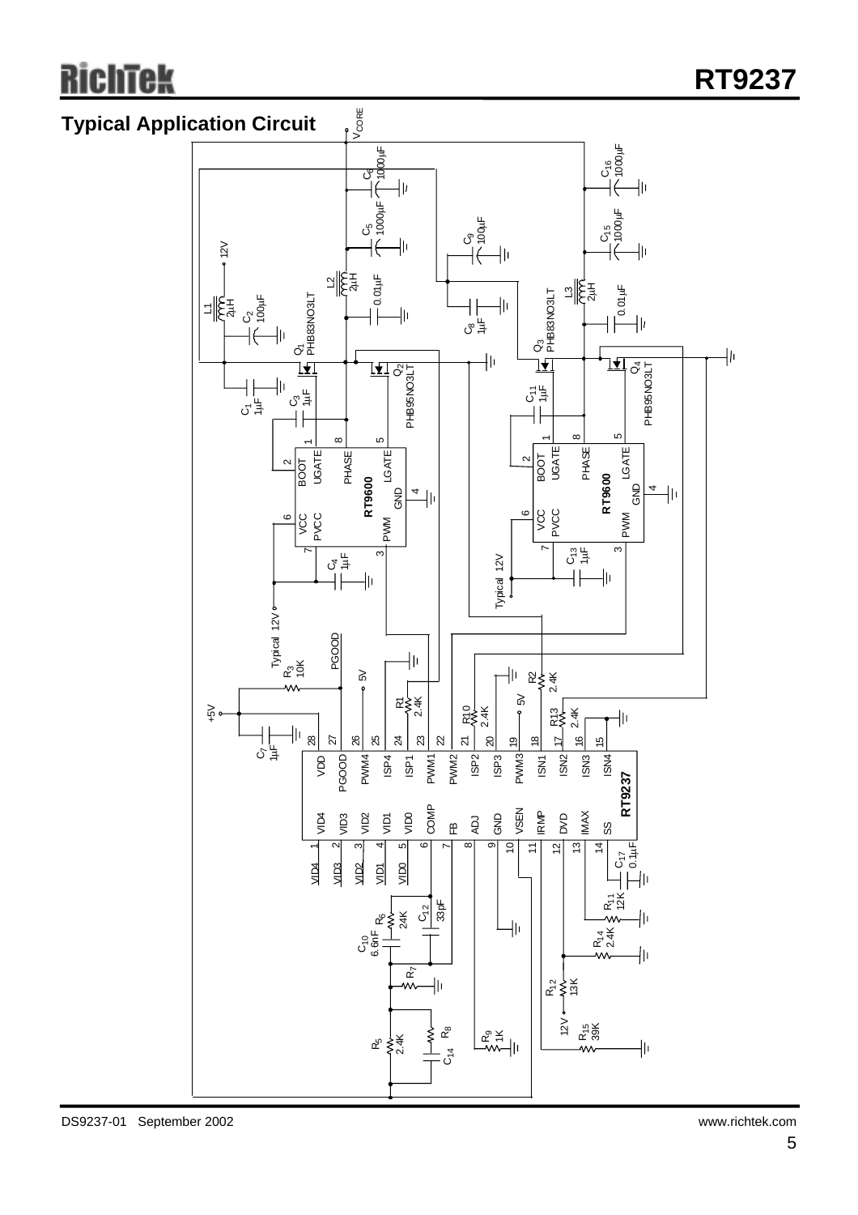## Typical Application Circuit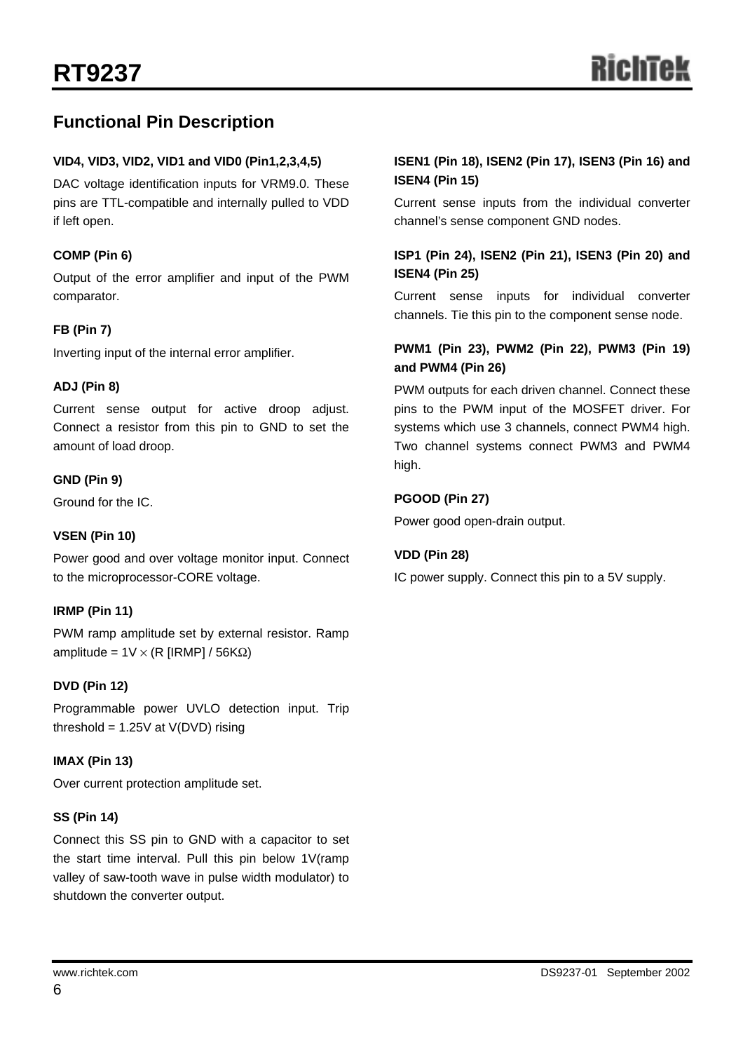## Functional Pin Description

#### VID4, VID3, VID2, VID1 and VID0 (Pin1,2,3,4,5)

DAC voltage identification inputs for VRM9.0. These pins are TTL-compatible and internally pulled to VDD if left open.

#### COMP (Pin 6)

Output of the error amplifier and input of the PWM comparator.

#### FB (Pin 7)

Inverting input of the internal error amplifier.

#### ADJ (Pin 8)

Current sense output for active droop adjust. Connect a resistor from this pin to GND to set the amount of load droop.

#### GND (Pin 9)

Ground for the IC.

#### VSEN (Pin 10)

Power good and over voltage monitor input. Connect to the microprocessor-CORE voltage.

#### IRMP (Pin 11)

PWM ramp amplitude set by external resistor. Ramp amplitude = 1V × (R [IRMP] / 56KΩ)

#### DVD (Pin 12)

Programmable power UVLO detection input. Trip threshold = 1.25V at V(DVD) rising

#### IMAX (Pin 13)

Over current protection amplitude set.

#### SS (Pin 14)

Connect this SS pin to GND with a capacitor to set the start time interval. Pull this pin below 1V(ramp valley of saw-tooth wave in pulse width modulator) to shutdown the converter output.

#### ISEN1 (Pin 18), ISEN2 (Pin 17), ISEN3 (Pin 16) and ISEN4 (Pin 15)

Current sense inputs from the individual converter channel's sense component GND nodes.

#### ISP1 (Pin 24), ISEN2 (Pin 21), ISEN3 (Pin 20) and ISEN4 (Pin 25)

Current sense inputs for individual converter channels. Tie this pin to the component sense node.

#### PWM1 (Pin 23), PWM2 (Pin 22), PWM3 (Pin 19) and PWM4 (Pin 26)

PWM outputs for each driven channel. Connect these pins to the PWM input of the MOSFET driver. For systems which use 3 channels, connect PWM4 high. Two channel systems connect PWM3 and PWM4 high.

#### PGOOD (Pin 27)

Power good open-drain output.

#### VDD (Pin 28)

IC power supply. Connect this pin to a 5V supply.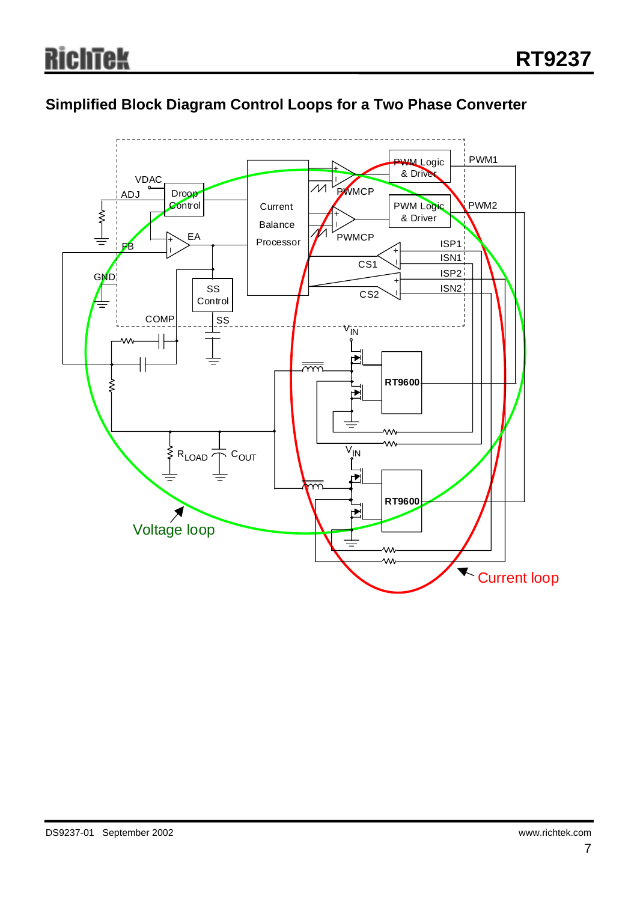## Simplified Block Diagram Control Loops for a Two Phase Converter

VDAC
ADJ
Droop Control
Current Balance Processor
PWMCP
PWMCP
PWM Logic & Driver
PWM Logic & Driver
PWM1
PWM2
EA
FB
GND
SS Control
COMP
SS
CS1
CS2
ISP1
ISN1
ISP2
ISN2
$V_{IN}$
RT9600
$V_{IN}$
RT9600
$R_{LOAD}$
$C_{OUT}$
Voltage loop
Current loop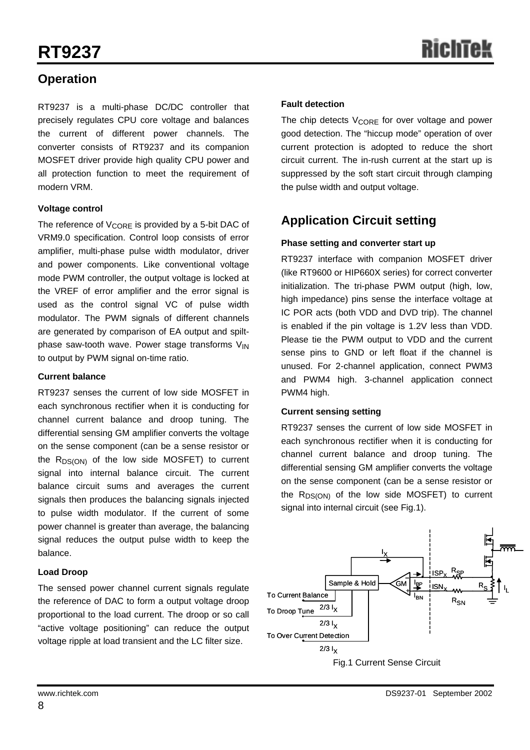## Operation

RT9237 is a multi-phase DC/DC controller that precisely regulates CPU core voltage and balances the current of different power channels. The converter consists of RT9237 and its companion MOSFET driver provide high quality CPU power and all protection function to meet the requirement of modern VRM.

**Voltage control**

The reference of $V_{CORE}$ is provided by a 5-bit DAC of VRM9.0 specification. Control loop consists of error amplifier, multi-phase pulse width modulator, driver and power components. Like conventional voltage mode PWM controller, the output voltage is locked at the VREF of error amplifier and the error signal is used as the control signal VC of pulse width modulator. The PWM signals of different channels are generated by comparison of EA output and spilt-phase saw-tooth wave. Power stage transforms $V_{IN}$ to output by PWM signal on-time ratio.

**Current balance**

RT9237 senses the current of low side MOSFET in each synchronous rectifier when it is conducting for channel current balance and droop tuning. The differential sensing GM amplifier converts the voltage on the sense component (can be a sense resistor or the $R_{DS(ON)}$ of the low side MOSFET) to current signal into internal balance circuit. The current balance circuit sums and averages the current signals then produces the balancing signals injected to pulse width modulator. If the current of some power channel is greater than average, the balancing signal reduces the output pulse width to keep the balance.

**Load Droop**

The sensed power channel current signals regulate the reference of DAC to form a output voltage droop proportional to the load current. The droop or so call "active voltage positioning" can reduce the output voltage ripple at load transient and the LC filter size.

**Fault detection**

The chip detects $V_{CORE}$ for over voltage and power good detection. The "hiccup mode" operation of over current protection is adopted to reduce the short circuit current. The in-rush current at the start up is suppressed by the soft start circuit through clamping the pulse width and output voltage.

## Application Circuit setting

**Phase setting and converter start up**

RT9237 interface with companion MOSFET driver (like RT9600 or HIP660X series) for correct converter initialization. The tri-phase PWM output (high, low, high impedance) pins sense the interface voltage at IC POR acts (both VDD and DVD trip). The channel is enabled if the pin voltage is 1.2V less than VDD. Please tie the PWM output to VDD and the current sense pins to GND or left float if the channel is unused. For 2-channel application, connect PWM3 and PWM4 high. 3-channel application connect PWM4 high.

**Current sensing setting**

RT9237 senses the current of low side MOSFET in each synchronous rectifier when it is conducting for channel current balance and droop tuning. The differential sensing GM amplifier converts the voltage on the sense component (can be a sense resistor or the $R_{DS(ON)}$ of the low side MOSFET) to current signal into internal circuit (see Fig.1).

$I_X$
Sample & Hold
GM
$I_{BP}$
$I_{BN}$
$ISP_X$
$ISN_X$
$R_{SP}$
$R_{SN}$
$R_S$
$I_L$
To Current Balance
To Droop Tune
2/3 $I_X$
2/3 $I_X$
To Over Current Detection
2/3 $I_X$

Fig.1 Current Sense Circuit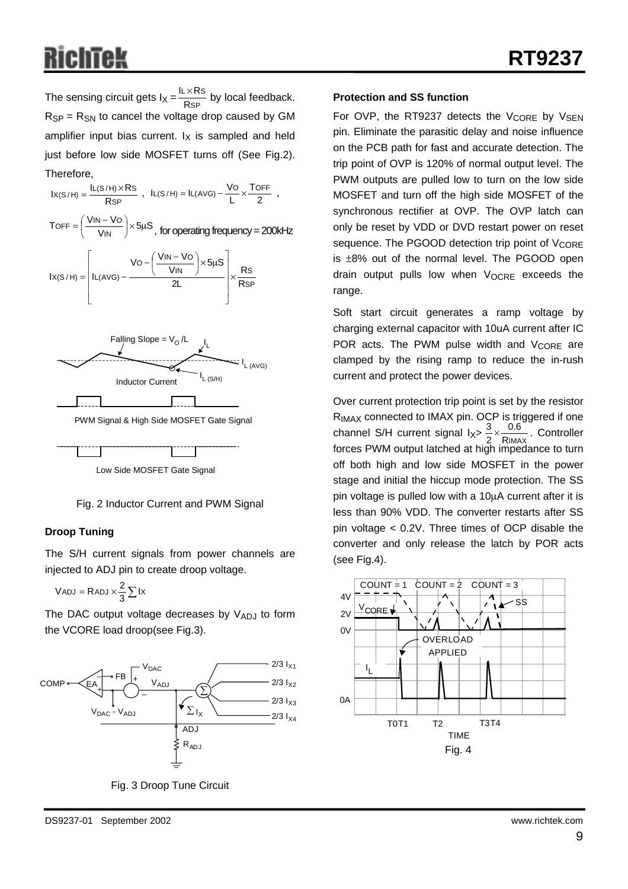The sensing circuit gets $I_X = \frac{I_L \times R_S}{R_{SP}}$ by local feedback. $R_{SP} = R_{SN}$ to cancel the voltage drop caused by GM amplifier input bias current. $I_X$ is sampled and held just before low side MOSFET turns off (See Fig.2). Therefore,

$$I_{X(S/H)} = \frac{I_{L(S/H)} \times R_S}{R_{SP}}, \quad I_{L(S/H)} = I_{L(AVG)} - \frac{V_O}{L} \times \frac{T_{OFF}}{2},$$

$$T_{OFF} = \left(\frac{V_{IN} - V_O}{V_{IN}}\right) \times 5\mu S, \text{ for operating frequency} = 200kHz$$

$$I_{X(S/H)} = \left[ I_{L(AVG)} - \frac{V_O - \left(\frac{V_{IN} - V_O}{V_{IN}}\right) \times 5\mu S}{2L} \right] \times \frac{R_S}{R_{SP}}$$

Falling Slope = $V_O$ /L

$I_L$

$I_{L\ (AVG)}$

$I_{L\ (S/H)}$

Inductor Current

PWM Signal & High Side MOSFET Gate Signal

Low Side MOSFET Gate Signal

Fig. 2 Inductor Current and PWM Signal

#### Droop Tuning

The S/H current signals from power channels are injected to ADJ pin to create droop voltage.

$$V_{ADJ} = R_{ADJ} \times \frac{2}{3} \sum I_X$$

The DAC output voltage decreases by $V_{ADJ}$ to form the VCORE load droop(see Fig.3).

COMP

EA

FB

$V_{DAC}$

$V_{ADJ}$

$V_{DAC}$ - $V_{ADJ}$

$\sum I_X$

2/3 $I_{X1}$

2/3 $I_{X2}$

2/3 $I_{X3}$

2/3 $I_{X4}$

ADJ

$R_{ADJ}$

Fig. 3 Droop Tune Circuit

#### Protection and SS function

For OVP, the RT9237 detects the $V_{CORE}$ by $V_{SEN}$ pin. Eliminate the parasitic delay and noise influence on the PCB path for fast and accurate detection. The trip point of OVP is 120% of normal output level. The PWM outputs are pulled low to turn on the low side MOSFET and turn off the high side MOSFET of the synchronous rectifier at OVP. The OVP latch can only be reset by VDD or DVD restart power on reset sequence. The PGOOD detection trip point of $V_{CORE}$ is ±8% out of the normal level. The PGOOD open drain output pulls low when $V_{OCRE}$ exceeds the range.

Soft start circuit generates a ramp voltage by charging external capacitor with 10uA current after IC POR acts. The PWM pulse width and $V_{CORE}$ are clamped by the rising ramp to reduce the in-rush current and protect the power devices.

Over current protection trip point is set by the resistor $R_{IMAX}$ connected to IMAX pin. OCP is triggered if one channel S/H current signal $I_X > \frac{3}{2} \times \frac{0.6}{R_{IMAX}}$. Controller forces PWM output latched at high impedance to turn off both high and low side MOSFET in the power stage and initial the hiccup mode protection. The SS pin voltage is pulled low with a 10μA current after it is less than 90% VDD. The converter restarts after SS pin voltage < 0.2V. Three times of OCP disable the converter and only release the latch by POR acts (see Fig.4).

COUNT = 1 COUNT = 2 COUNT = 3

4V

2V

0V

$V_{CORE}$

SS

OVERLOAD APPLIED

$I_L$

0A

T0T1 T2 T3T4

TIME

Fig. 4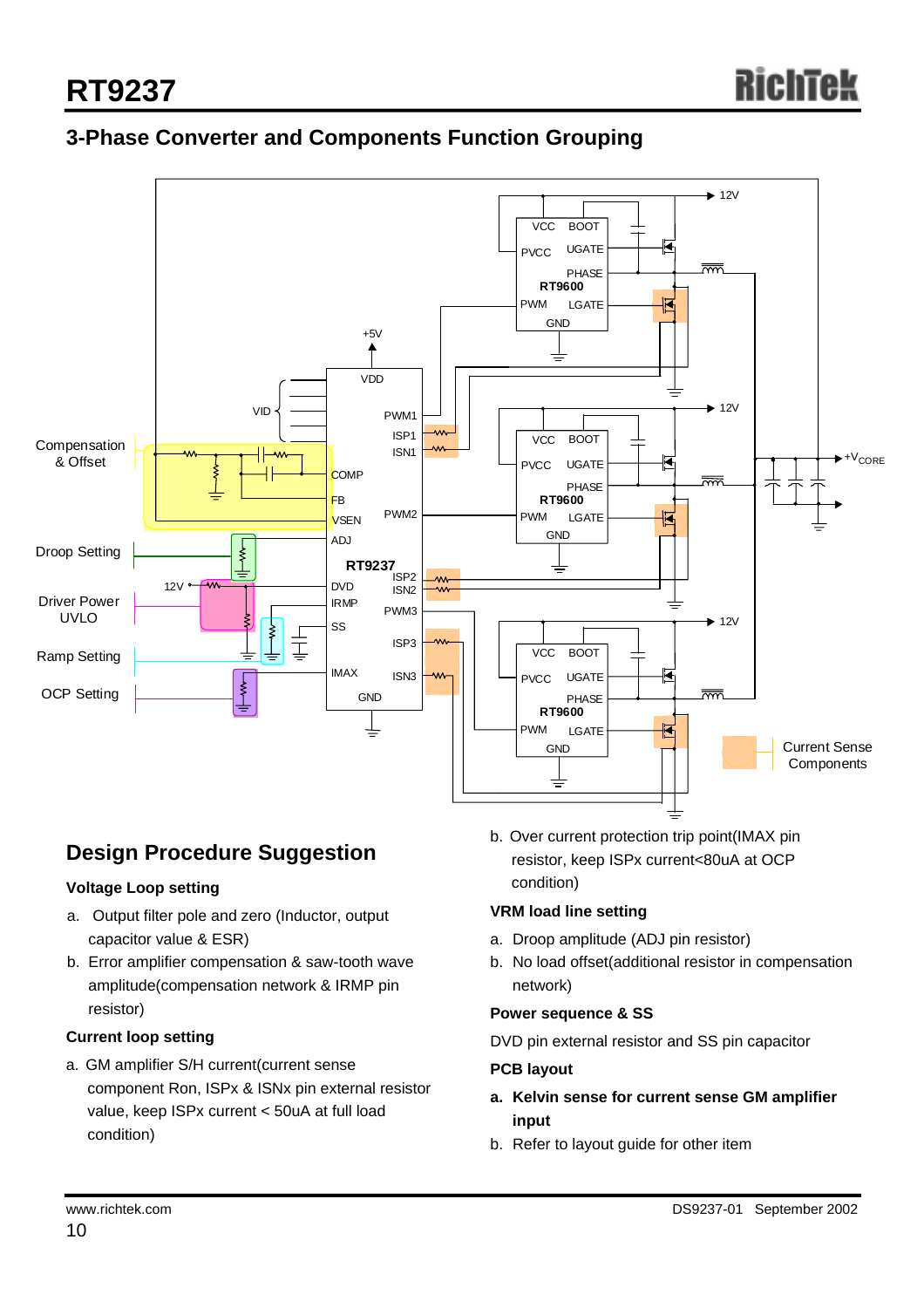## 3-Phase Converter and Components Function Grouping

Compensation & Offset

Droop Setting

Driver Power UVLO

Ramp Setting

OCP Setting

Current Sense Components

12V

+5V

VDD

VID

PWM1

ISP1

ISN1

COMP

FB

VSEN

PWM2

ADJ

RT9237

ISP2

ISN2

DVD

IRMP

PWM3

SS

ISP3

IMAX

ISN3

GND

VCC BOOT

PVCC UGATE

PHASE

RT9600

PWM LGATE

GND

$+V_{CORE}$

## Design Procedure Suggestion

### Voltage Loop setting

a. Output filter pole and zero (Inductor, output capacitor value & ESR)

b. Error amplifier compensation & saw-tooth wave amplitude(compensation network & IRMP pin resistor)

### Current loop setting

a. GM amplifier S/H current(current sense component Ron, ISPx & ISNx pin external resistor value, keep ISPx current < 50uA at full load condition)

b. Over current protection trip point(IMAX pin resistor, keep ISPx current<80uA at OCP condition)

### VRM load line setting

a. Droop amplitude (ADJ pin resistor)

b. No load offset(additional resistor in compensation network)

### Power sequence & SS

DVD pin external resistor and SS pin capacitor

### PCB layout

**a. Kelvin sense for current sense GM amplifier input**

b. Refer to layout guide for other item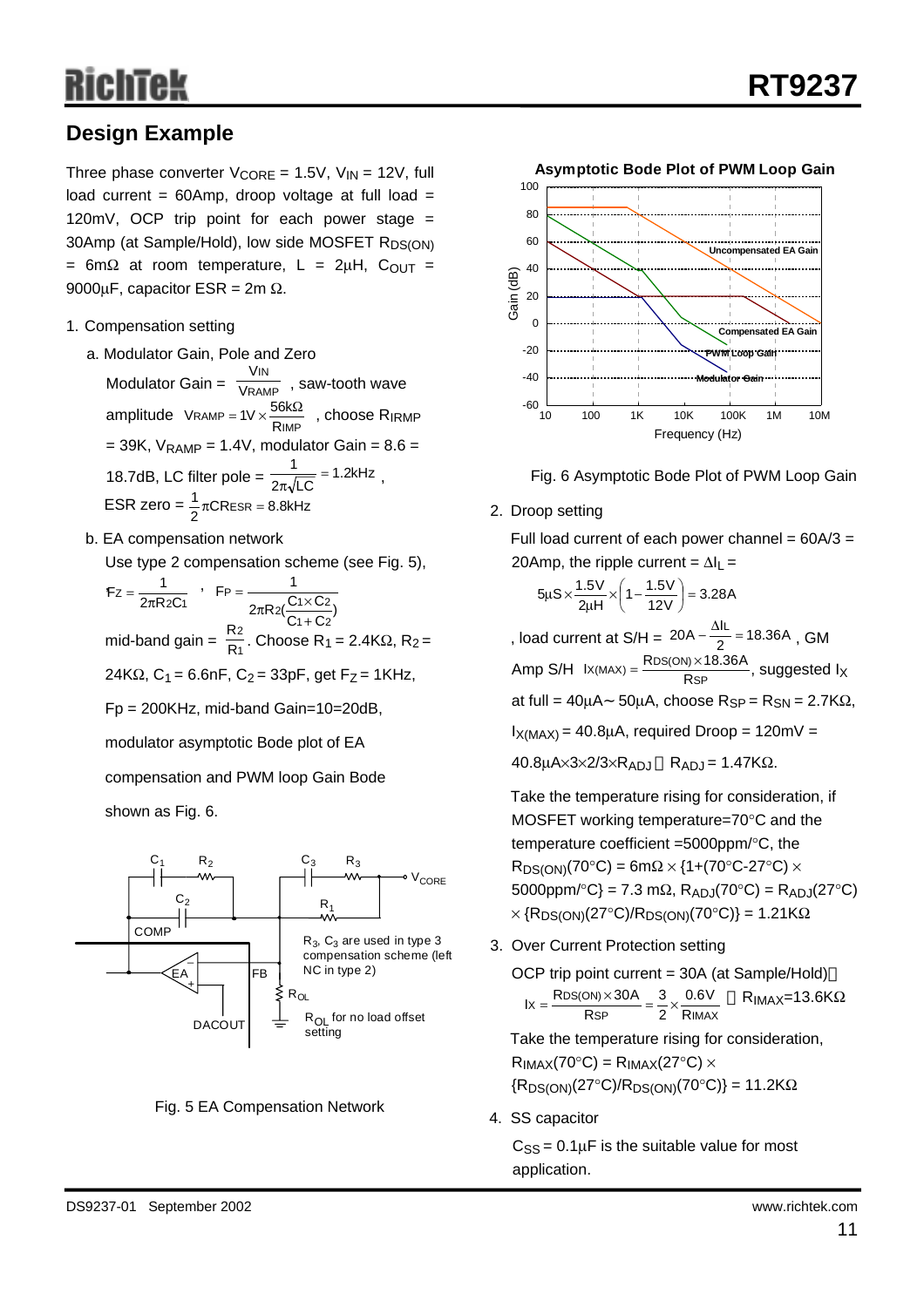## Design Example

Three phase converter $V_{CORE}$ = 1.5V, $V_{IN}$ = 12V, full load current = 60Amp, droop voltage at full load = 120mV, OCP trip point for each power stage = 30Amp (at Sample/Hold), low side MOSFET $R_{DS(ON)}$ = 6mΩ at room temperature, L = 2μH, $C_{OUT}$ = 9000μF, capacitor ESR = 2m Ω.

1. Compensation setting

   a. Modulator Gain, Pole and Zero

   Modulator Gain = $\frac{V_{IN}}{V_{RAMP}}$ , saw-tooth wave amplitude $V_{RAMP} = 1V \times \frac{56k\Omega}{R_{IMP}}$ , choose $R_{IRMP}$ = 39K, $V_{RAMP}$ = 1.4V, modulator Gain = 8.6 = 18.7dB, LC filter pole = $\frac{1}{2\pi\sqrt{LC}} = 1.2kHz$ , ESR zero = $\frac{1}{2}\pi CR_{ESR} = 8.8kHz$

   b. EA compensation network

   Use type 2 compensation scheme (see Fig. 5), $F_Z = \frac{1}{2\pi R_2 C_1}$ , $F_P = \frac{1}{2\pi R_2 (\frac{C_1 \times C_2}{C_1 + C_2})}$ mid-band gain = $\frac{R_2}{R_1}$. Choose $R_1$ = 2.4KΩ, $R_2$ = 24KΩ, $C_1$ = 6.6nF, $C_2$ = 33pF, get $F_Z$ = 1KHz, Fp = 200KHz, mid-band Gain=10=20dB, modulator asymptotic Bode plot of EA compensation and PWM loop Gain Bode shown as Fig. 6.

C1
R2
C2
C3
R3
VCORE
R1
COMP
EA
FB
DACOUT
ROL
R3, C3 are used in type 3 compensation scheme (left NC in type 2)
ROL for no load offset setting

Fig. 5 EA Compensation Network

Asymptotic Bode Plot of PWM Loop Gain
Gain (dB)
Frequency (Hz)
100
80
60
40
20
0
-20
-40
-60
10
100
1K
10K
100K
1M
10M
Uncompensated EA Gain
Compensated EA Gain
PWM Loop Gain
Modulator Gain

Fig. 6 Asymptotic Bode Plot of PWM Loop Gain

2. Droop setting

   Full load current of each power channel = 60A/3 = 20Amp, the ripple current = $\Delta I_L$ =

   $$5\mu S \times \frac{1.5V}{2\mu H} \times \left(1 - \frac{1.5V}{12V}\right) = 3.28A$$

   , load current at S/H = $20A - \frac{\Delta I_L}{2} = 18.36A$ , GM Amp S/H $I_{X(MAX)} = \frac{R_{DS(ON)} \times 18.36A}{R_{SP}}$, suggested $I_X$ at full = 40μA~ 50μA, choose $R_{SP}$ = $R_{SN}$ = 2.7KΩ, $I_{X(MAX)}$ = 40.8μA, required Droop = 120mV = 40.8μA×3×2/3×$R_{ADJ}$ ， $R_{ADJ}$ = 1.47KΩ.

   Take the temperature rising for consideration, if MOSFET working temperature=70°C and the temperature coefficient =5000ppm/°C, the $R_{DS(ON)}$(70°C) = 6mΩ × {1+(70°C-27°C) × 5000ppm/°C} = 7.3 mΩ, $R_{ADJ}$(70°C) = $R_{ADJ}$(27°C) × {$R_{DS(ON)}$(27°C)/$R_{DS(ON)}$(70°C)} = 1.21KΩ

3. Over Current Protection setting

   OCP trip point current = 30A (at Sample/Hold)，

   $$I_X = \frac{R_{DS(ON)} \times 30A}{R_{SP}} = \frac{3}{2} \times \frac{0.6V}{R_{IMAX}}$$ ， $R_{IMAX}$=13.6KΩ

   Take the temperature rising for consideration, $R_{IMAX}$(70°C) = $R_{IMAX}$(27°C) × {$R_{DS(ON)}$(27°C)/$R_{DS(ON)}$(70°C)} = 11.2KΩ

4. SS capacitor

   $C_{SS}$ = 0.1μF is the suitable value for most application.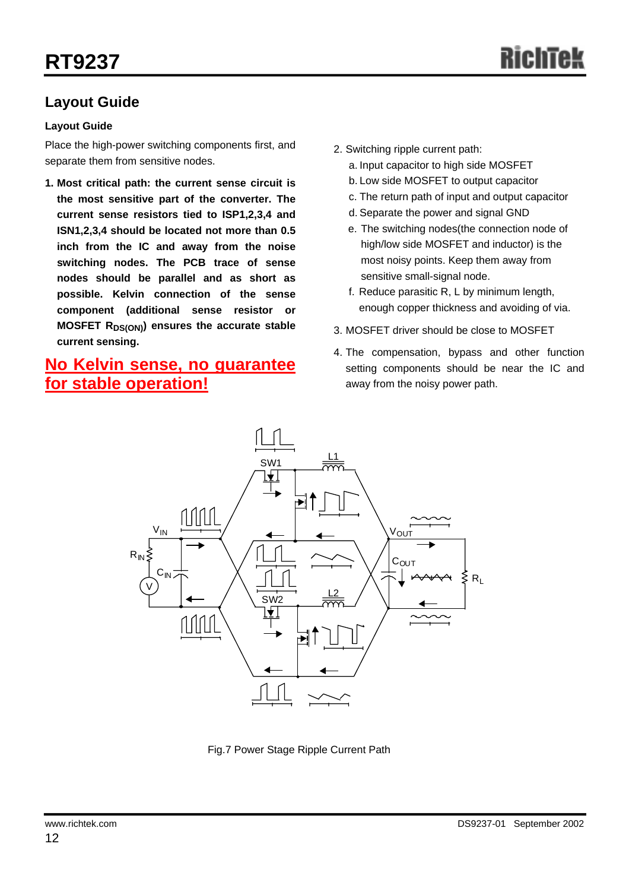## Layout Guide

### Layout Guide

Place the high-power switching components first, and separate them from sensitive nodes.

1. **Most critical path: the current sense circuit is the most sensitive part of the converter. The current sense resistors tied to ISP1,2,3,4 and ISN1,2,3,4 should be located not more than 0.5 inch from the IC and away from the noise switching nodes. The PCB trace of sense nodes should be parallel and as short as possible. Kelvin connection of the sense component (additional sense resistor or MOSFET $R_{DS(ON)}$) ensures the accurate stable current sensing.**

**No Kelvin sense, no guarantee for stable operation!**

2. Switching ripple current path:
   a. Input capacitor to high side MOSFET
   b. Low side MOSFET to output capacitor
   c. The return path of input and output capacitor
   d. Separate the power and signal GND
   e. The switching nodes(the connection node of high/low side MOSFET and inductor) is the most noisy points. Keep them away from sensitive small-signal node.
   f. Reduce parasitic R, L by minimum length, enough copper thickness and avoiding of via.
3. MOSFET driver should be close to MOSFET
4. The compensation, bypass and other function setting components should be near the IC and away from the noisy power path.

SW1
L1
$V_{IN}$
$R_{IN}$
$C_{IN}$
V
$V_{OUT}$
$C_{OUT}$
$R_L$
SW2
L2

Fig.7 Power Stage Ripple Current Path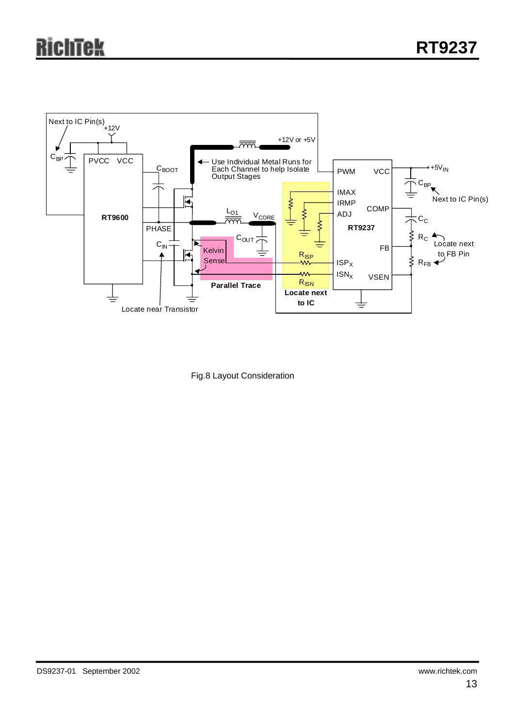Next to IC Pin(s)

+12V

$C_{BP}$

PVCC VCC

RT9600

$C_{BOOT}$

PHASE

$C_{IN}$

Locate near Transistor

+12V or +5V

Use Individual Metal Runs for Each Channel to help Isolate Output Stages

$L_{O1}$

$V_{CORE}$

$C_{OUT}$

Kelvin Sense

Parallel Trace

$R_{ISP}$

$R_{ISN}$

Locate next to IC

PWM

VCC

IMAX

IRMP

ADJ

COMP

RT9237

FB

$ISP_X$

$ISN_X$

VSEN

$+5V_{IN}$

$C_{BP}$

Next to IC Pin(s)

$C_C$

$R_C$

Locate next to FB Pin

$R_{FB}$

Fig.8 Layout Consideration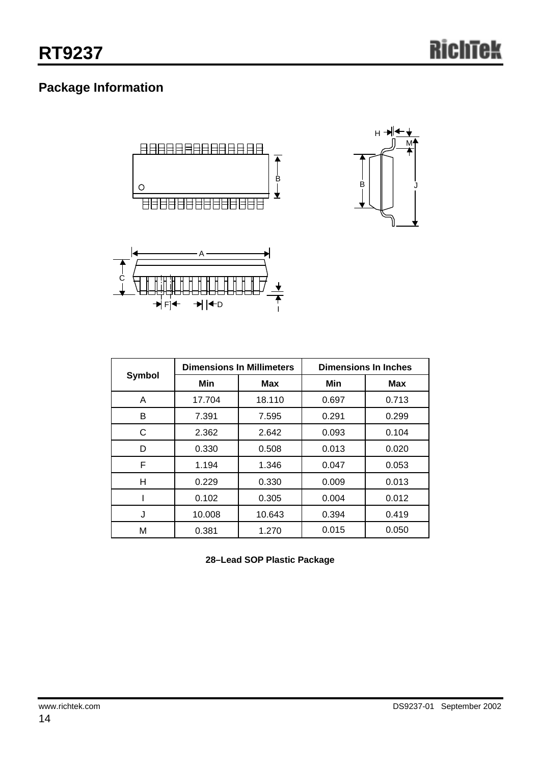## Package Information

H M B J B A C F D I

| Symbol | Dimensions In Millimeters | | Dimensions In Inches | |
|---|---|---|---|---|
| | Min | Max | Min | Max |
| A | 17.704 | 18.110 | 0.697 | 0.713 |
| B | 7.391 | 7.595 | 0.291 | 0.299 |
| C | 2.362 | 2.642 | 0.093 | 0.104 |
| D | 0.330 | 0.508 | 0.013 | 0.020 |
| F | 1.194 | 1.346 | 0.047 | 0.053 |
| H | 0.229 | 0.330 | 0.009 | 0.013 |
| I | 0.102 | 0.305 | 0.004 | 0.012 |
| J | 10.008 | 10.643 | 0.394 | 0.419 |
| M | 0.381 | 1.270 | 0.015 | 0.050 |

**28–Lead SOP Plastic Package**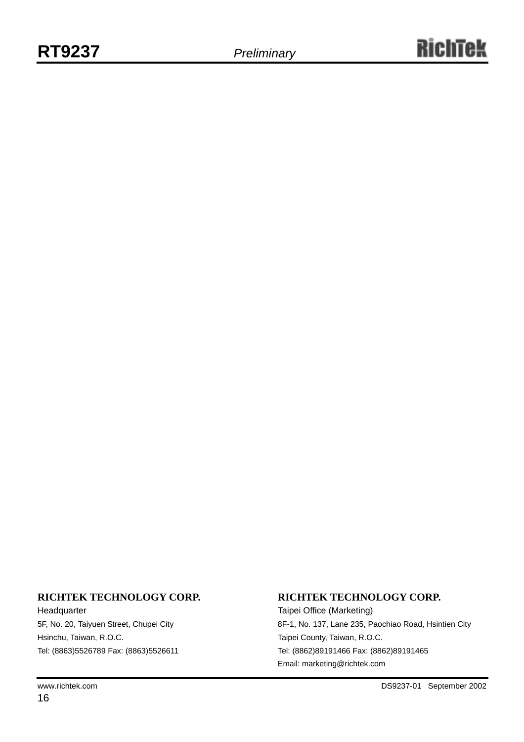**RICHTEK TECHNOLOGY CORP.**

Headquarter

5F, No. 20, Taiyuen Street, Chupei City

Hsinchu, Taiwan, R.O.C.

Tel: (8863)5526789 Fax: (8863)5526611

**RICHTEK TECHNOLOGY CORP.**

Taipei Office (Marketing)

8F-1, No. 137, Lane 235, Paochiao Road, Hsintien City

Taipei County, Taiwan, R.O.C.

Tel: (8862)89191466 Fax: (8862)89191465

Email: marketing@richtek.com